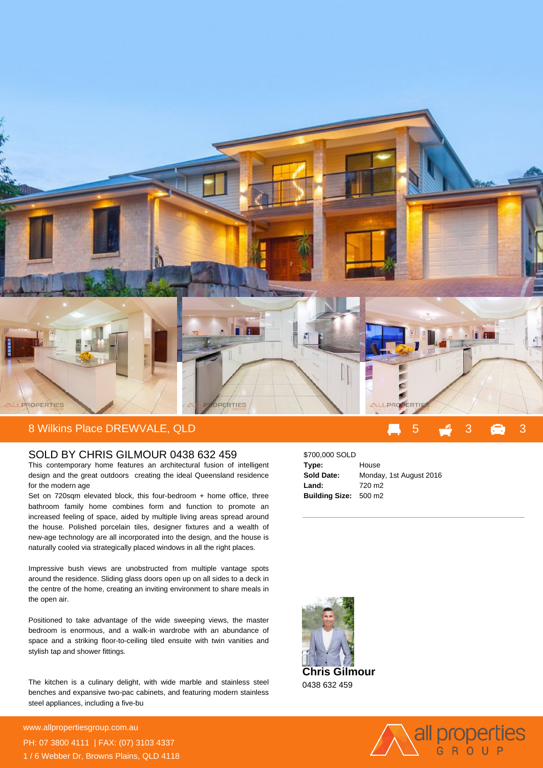## 8 Wilkins Place DREWVALE, QLD

5 3 3

## SOLD BY CHRIS GILMOUR 0438 632 459

This contemporary home features an architectural fusion of intelligent design and the great outdoors creating the ideal Queensland residence for the modern age

Set on 720sqm elevated block, this four-bedroom + home office, three bathroom family home combines form and function to promote an increased feeling of space, aided by multiple living areas spread around the house. Polished porcelain tiles, designer fixtures and a wealth of new-age technology are all incorporated into the design, and the house is naturally cooled via strategically placed windows in all the right places.

Impressive bush views are unobstructed from multiple vantage spots around the residence. Sliding glass doors open up on all sides to a deck in the centre of the home, creating an inviting environment to share meals in the open air.

Positioned to take advantage of the wide sweeping views, the master bedroom is enormous, and a walk-in wardrobe with an abundance of space and a striking floor-to-ceiling tiled ensuite with twin vanities and stylish tap and shower fittings.

The kitchen is a culinary delight, with wide marble and stainless steel benches and expansive two-pac cabinets, and featuring modern stainless steel appliances, including a five-bu

$700,000 SOLD

| | |
|---|---|
| **Type:** | House |
| **Sold Date:** | Monday, 1st August 2016 |
| **Land:** | 720 m2 |
| **Building Size:** | 500 m2 |

**Chris Gilmour**
0438 632 459

www.allpropertiesgroup.com.au
PH: 07 3800 4111 | FAX: (07) 3103 4337
1 / 6 Webber Dr, Browns Plains, QLD 4118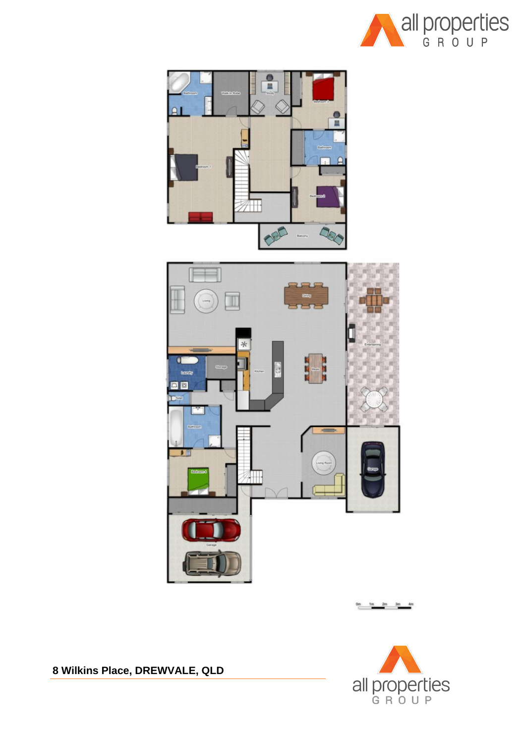Bathroom

Walk-in Robe

Study

Bedroom 3

Bathroom

Bedroom 1

Bedroom 2

Balcony

Living

Dining

Entertaining

Laundry

Storage

Kitchen

Meals

Toilet

Bathroom

Living Room

Garage

Bedroom 4

Garage

0m 1m 2m 3m 4m

**8 Wilkins Place, DREWVALE, QLD**

all properties GROUP